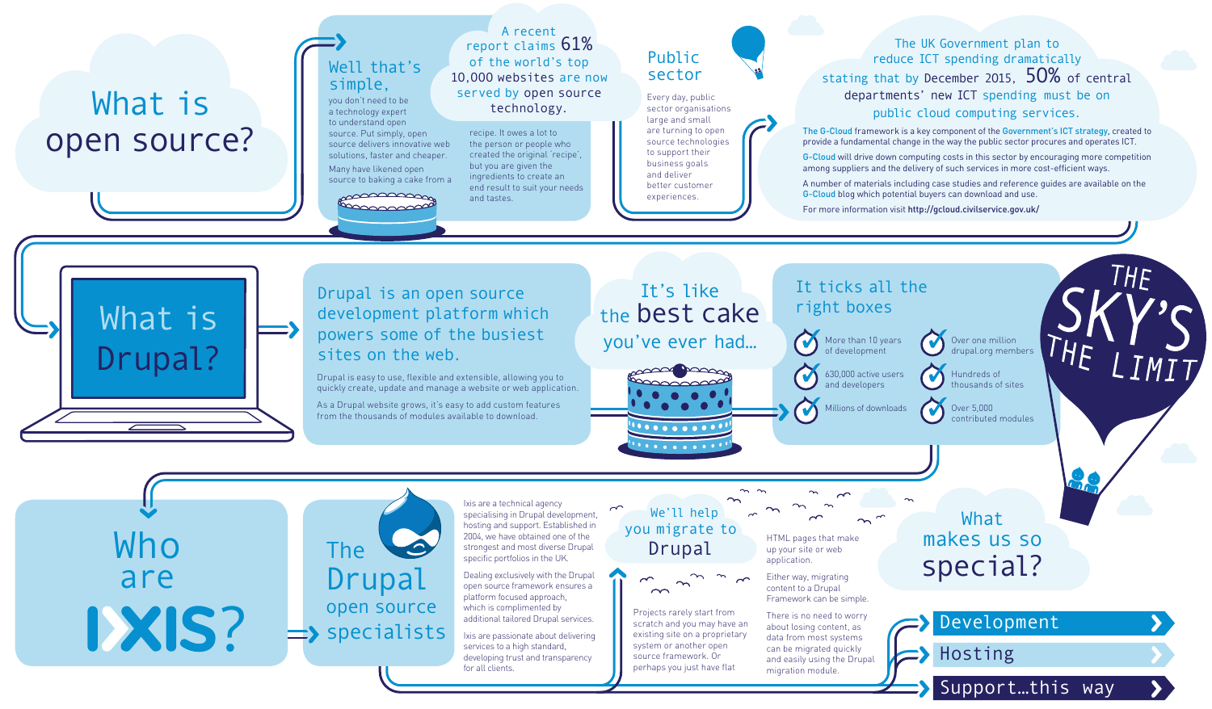# What is open source?

## Well that's simple,

you don't need to be a technology expert to understand open source. Put simply, open source delivers innovative web solutions, faster and cheaper.

Many have likened open source to baking a cake from a recipe. It owes a lot to the person or people who created the original 'recipe', but you are given the ingredients to create an end result to suit your needs and tastes.

A recent report claims **61%** of the world's top 10,000 websites are now served by open source technology.

## Public sector

Every day, public sector organisations large and small are turning to open source technologies to support their business goals and deliver better customer experiences.

The UK Government plan to reduce ICT spending dramatically stating that by December 2015, **50%** of central departments' new ICT spending must be on public cloud computing services.

The G-Cloud framework is a key component of the Government's ICT strategy, created to provide a fundamental change in the way the public sector procures and operates ICT.

G-Cloud will drive down computing costs in this sector by encouraging more competition among suppliers and the delivery of such services in more cost-efficient ways.

A number of materials including case studies and reference guides are available on the G-Cloud blog which potential buyers can download and use.

For more information visit **http://gcloud.civilservice.gov.uk/**

# What is Drupal?

Drupal is an open source development platform which powers some of the busiest sites on the web.

Drupal is easy to use, flexible and extensible, allowing you to quickly create, update and manage a website or web application.

As a Drupal website grows, it's easy to add custom features from the thousands of modules available to download.

It's like the **best cake** you've ever had...

## It ticks all the right boxes

- More than 10 years of development
- 630,000 active users and developers
- Millions of downloads
- Over one million drupal.org members
- Hundreds of thousands of sites
- Over 5,000 contributed modules

THE SKY'S THE LIMIT

# Who are IXIS?

## The Drupal open source specialists

Ixis are a technical agency specialising in Drupal development, hosting and support. Established in 2004, we have obtained one of the strongest and most diverse Drupal specific portfolios in the UK.

Dealing exclusively with the Drupal open source framework ensures a platform focused approach, which is complimented by additional tailored Drupal services.

Ixis are passionate about delivering services to a high standard, developing trust and transparency for all clients.

## We'll help you migrate to Drupal

Projects rarely start from scratch and you may have an existing site on a proprietary system or another open source framework. Or perhaps you just have flat HTML pages that make up your site or web application.

Either way, migrating content to a Drupal Framework can be simple.

There is no need to worry about losing content, as data from most systems can be migrated quickly and easily using the Drupal migration module.

## What makes us so special?

- Development
- Hosting
- Support...this way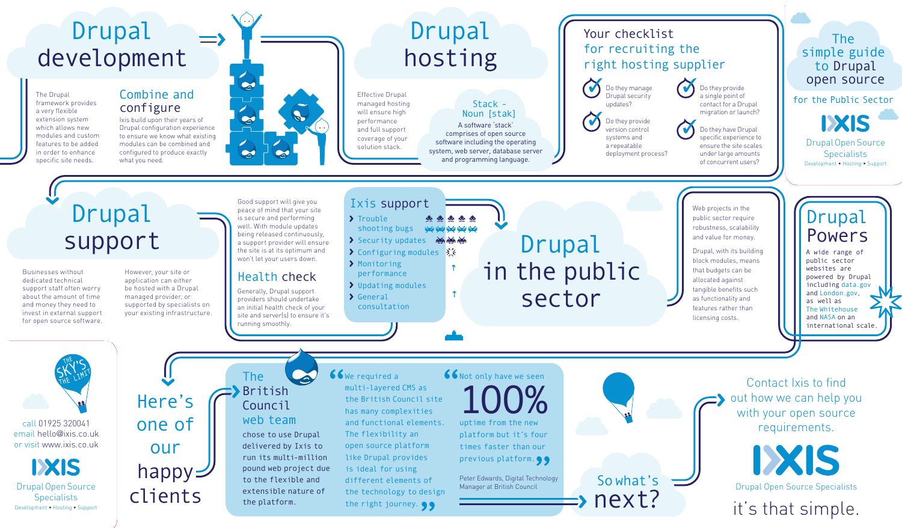# Drupal development

The Drupal framework provides a very flexible extension system which allows new modules and custom features to be added in order to enhance specific site needs.

## Combine and configure

Ixis build upon their years of Drupal configuration experience to ensure we know what existing modules can be combined and configured to produce exactly what you need.

# Drupal hosting

Effective Drupal managed hosting will ensure high performance and full support coverage of your solution stack.

**Stack - Noun [stak]**

A software 'stack' comprises of open source software including the operating system, web server, database server and programming language.

## Your checklist for recruiting the right hosting supplier

- Do they manage Drupal security updates?
- Do they provide version control systems and a repeatable deployment process?
- Do they provide a single point of contact for a Drupal migration or launch?
- Do they have Drupal specific experience to ensure the site scales under large amounts of concurrent users?

## The simple guide to Drupal open source for the Public Sector

IXIS

Drupal Open Source Specialists

Development • Hosting • Support

# Drupal support

Businesses without dedicated technical support staff often worry about the amount of time and money they need to invest in external support for open source software.

However, your site or application can either be hosted with a Drupal managed provider, or supported by specialists on your existing infrastructure.

Good support will give you peace of mind that your site is secure and performing well. With module updates being released continuously, a support provider will ensure the site is at its optimum and won't let your users down.

## Health check

Generally, Drupal support providers should undertake an initial health check of your site and server(s) to ensure it's running smoothly.

## Ixis support

- Trouble shooting bugs
- Security updates
- Configuring modules
- Monitoring performance
- Updating modules
- General consultation

# Drupal in the public sector

Web projects in the public sector require robustness, scalability and value for money.

Drupal, with its building block modules, means that budgets can be allocated against tangible benefits such as functionality and features rather than licensing costs.

## Drupal Powers

A wide range of public sector websites are powered by Drupal including data.gov and London.gov, as well as The Whitehouse and NASA on an international scale.

THE SKY'S THE LIMIT

call 01925 320041
email hello@ixis.co.uk
or visit www.ixis.co.uk

IXIS

Drupal Open Source Specialists

Development • Hosting • Support

# Here's one of our happy clients

## The British Council web team

chose to use Drupal delivered by Ixis to run its multi-million pound web project due to the flexible and extensible nature of the platform.

"We required a multi-layered CMS as the British Council site has many complexities and functional elements. The flexibility an open source platform like Drupal provides is ideal for using different elements of the technology to design the right journey."

"Not only have we seen **100%** uptime from the new platform but it's four times faster than our previous platform."

Peter Edwards, Digital Technology Manager at British Council

# So what's next?

Contact Ixis to find out how we can help you with your open source requirements.

IXIS

Drupal Open Source Specialists

it's that simple.